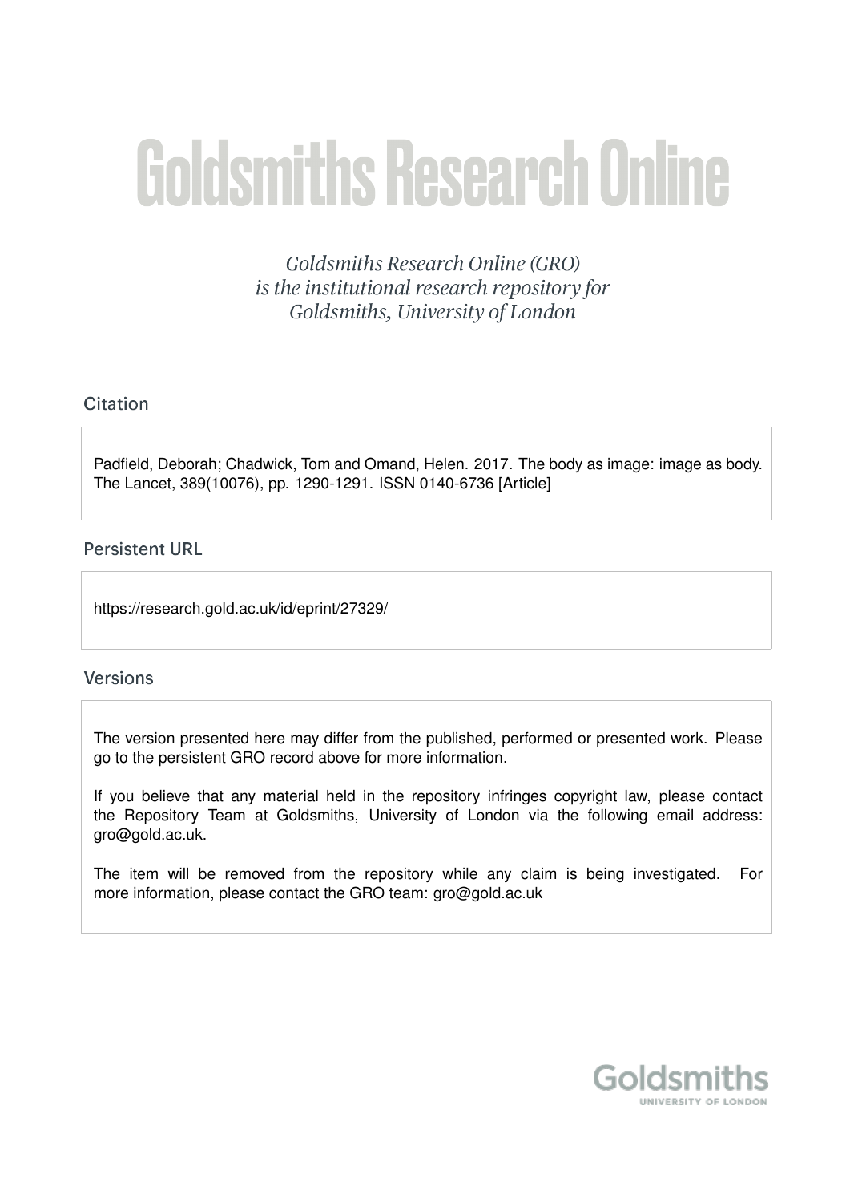# Goldsmiths Research Online

*Goldsmiths Research Online (GRO) is the institutional research repository for Goldsmiths, University of London*

## Citation

Padfield, Deborah; Chadwick, Tom and Omand, Helen. 2017. The body as image: image as body. The Lancet, 389(10076), pp. 1290-1291. ISSN 0140-6736 [Article]

## Persistent URL

https://research.gold.ac.uk/id/eprint/27329/

## Versions

The version presented here may differ from the published, performed or presented work. Please go to the persistent GRO record above for more information.

If you believe that any material held in the repository infringes copyright law, please contact the Repository Team at Goldsmiths, University of London via the following email address: gro@gold.ac.uk.

The item will be removed from the repository while any claim is being investigated. For more information, please contact the GRO team: gro@gold.ac.uk

Goldsmiths
UNIVERSITY OF LONDON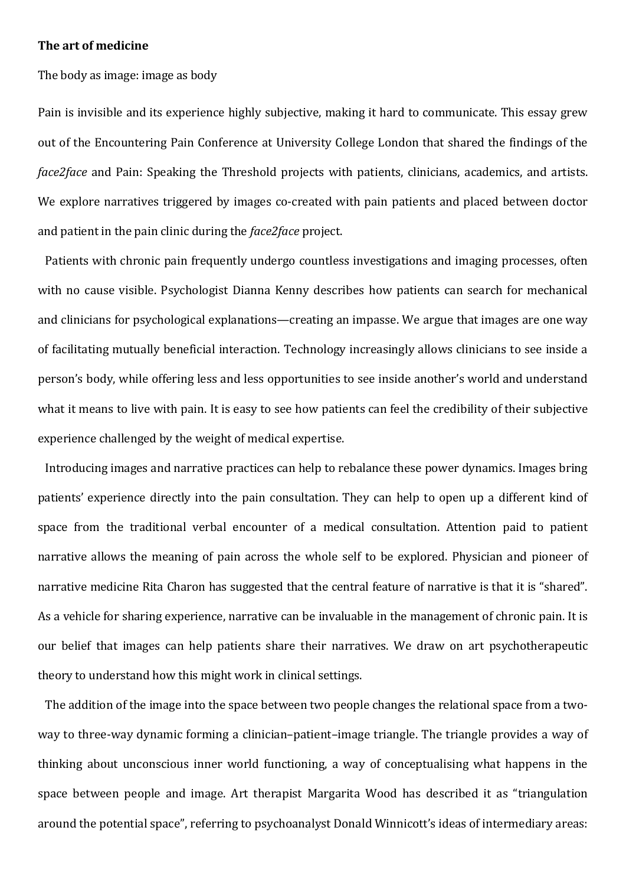**The art of medicine**

The body as image: image as body

Pain is invisible and its experience highly subjective, making it hard to communicate. This essay grew out of the Encountering Pain Conference at University College London that shared the findings of the *face2face* and Pain: Speaking the Threshold projects with patients, clinicians, academics, and artists. We explore narratives triggered by images co-created with pain patients and placed between doctor and patient in the pain clinic during the *face2face* project.

Patients with chronic pain frequently undergo countless investigations and imaging processes, often with no cause visible. Psychologist Dianna Kenny describes how patients can search for mechanical and clinicians for psychological explanations—creating an impasse. We argue that images are one way of facilitating mutually beneficial interaction. Technology increasingly allows clinicians to see inside a person's body, while offering less and less opportunities to see inside another's world and understand what it means to live with pain. It is easy to see how patients can feel the credibility of their subjective experience challenged by the weight of medical expertise.

Introducing images and narrative practices can help to rebalance these power dynamics. Images bring patients' experience directly into the pain consultation. They can help to open up a different kind of space from the traditional verbal encounter of a medical consultation. Attention paid to patient narrative allows the meaning of pain across the whole self to be explored. Physician and pioneer of narrative medicine Rita Charon has suggested that the central feature of narrative is that it is "shared". As a vehicle for sharing experience, narrative can be invaluable in the management of chronic pain. It is our belief that images can help patients share their narratives. We draw on art psychotherapeutic theory to understand how this might work in clinical settings.

The addition of the image into the space between two people changes the relational space from a two-way to three-way dynamic forming a clinician–patient–image triangle. The triangle provides a way of thinking about unconscious inner world functioning, a way of conceptualising what happens in the space between people and image. Art therapist Margarita Wood has described it as "triangulation around the potential space", referring to psychoanalyst Donald Winnicott's ideas of intermediary areas: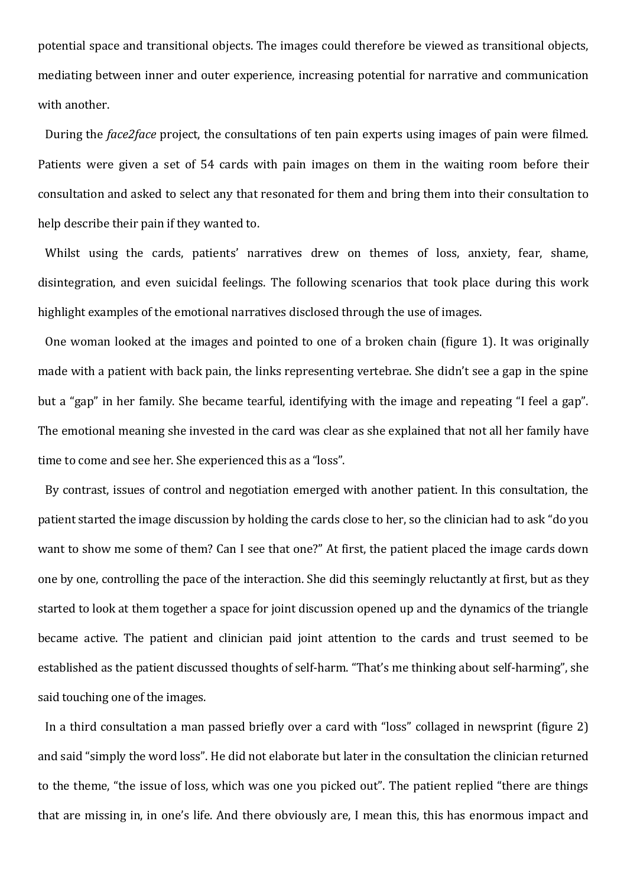potential space and transitional objects. The images could therefore be viewed as transitional objects, mediating between inner and outer experience, increasing potential for narrative and communication with another.

During the *face2face* project, the consultations of ten pain experts using images of pain were filmed. Patients were given a set of 54 cards with pain images on them in the waiting room before their consultation and asked to select any that resonated for them and bring them into their consultation to help describe their pain if they wanted to.

Whilst using the cards, patients' narratives drew on themes of loss, anxiety, fear, shame, disintegration, and even suicidal feelings. The following scenarios that took place during this work highlight examples of the emotional narratives disclosed through the use of images.

One woman looked at the images and pointed to one of a broken chain (figure 1). It was originally made with a patient with back pain, the links representing vertebrae. She didn't see a gap in the spine but a "gap" in her family. She became tearful, identifying with the image and repeating "I feel a gap". The emotional meaning she invested in the card was clear as she explained that not all her family have time to come and see her. She experienced this as a "loss".

By contrast, issues of control and negotiation emerged with another patient. In this consultation, the patient started the image discussion by holding the cards close to her, so the clinician had to ask "do you want to show me some of them? Can I see that one?" At first, the patient placed the image cards down one by one, controlling the pace of the interaction. She did this seemingly reluctantly at first, but as they started to look at them together a space for joint discussion opened up and the dynamics of the triangle became active. The patient and clinician paid joint attention to the cards and trust seemed to be established as the patient discussed thoughts of self-harm. "That's me thinking about self-harming", she said touching one of the images.

In a third consultation a man passed briefly over a card with "loss" collaged in newsprint (figure 2) and said "simply the word loss". He did not elaborate but later in the consultation the clinician returned to the theme, "the issue of loss, which was one you picked out". The patient replied "there are things that are missing in, in one's life. And there obviously are, I mean this, this has enormous impact and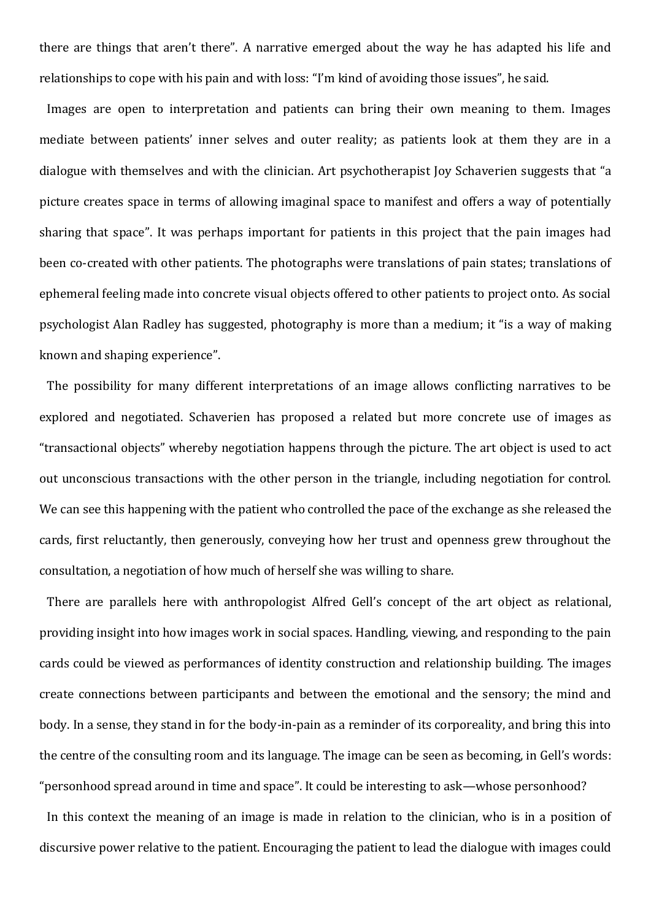there are things that aren't there". A narrative emerged about the way he has adapted his life and relationships to cope with his pain and with loss: "I'm kind of avoiding those issues", he said.

Images are open to interpretation and patients can bring their own meaning to them. Images mediate between patients' inner selves and outer reality; as patients look at them they are in a dialogue with themselves and with the clinician. Art psychotherapist Joy Schaverien suggests that "a picture creates space in terms of allowing imaginal space to manifest and offers a way of potentially sharing that space". It was perhaps important for patients in this project that the pain images had been co-created with other patients. The photographs were translations of pain states; translations of ephemeral feeling made into concrete visual objects offered to other patients to project onto. As social psychologist Alan Radley has suggested, photography is more than a medium; it "is a way of making known and shaping experience".

The possibility for many different interpretations of an image allows conflicting narratives to be explored and negotiated. Schaverien has proposed a related but more concrete use of images as "transactional objects" whereby negotiation happens through the picture. The art object is used to act out unconscious transactions with the other person in the triangle, including negotiation for control. We can see this happening with the patient who controlled the pace of the exchange as she released the cards, first reluctantly, then generously, conveying how her trust and openness grew throughout the consultation, a negotiation of how much of herself she was willing to share.

There are parallels here with anthropologist Alfred Gell's concept of the art object as relational, providing insight into how images work in social spaces. Handling, viewing, and responding to the pain cards could be viewed as performances of identity construction and relationship building. The images create connections between participants and between the emotional and the sensory; the mind and body. In a sense, they stand in for the body-in-pain as a reminder of its corporeality, and bring this into the centre of the consulting room and its language. The image can be seen as becoming, in Gell's words: "personhood spread around in time and space". It could be interesting to ask—whose personhood?

In this context the meaning of an image is made in relation to the clinician, who is in a position of discursive power relative to the patient. Encouraging the patient to lead the dialogue with images could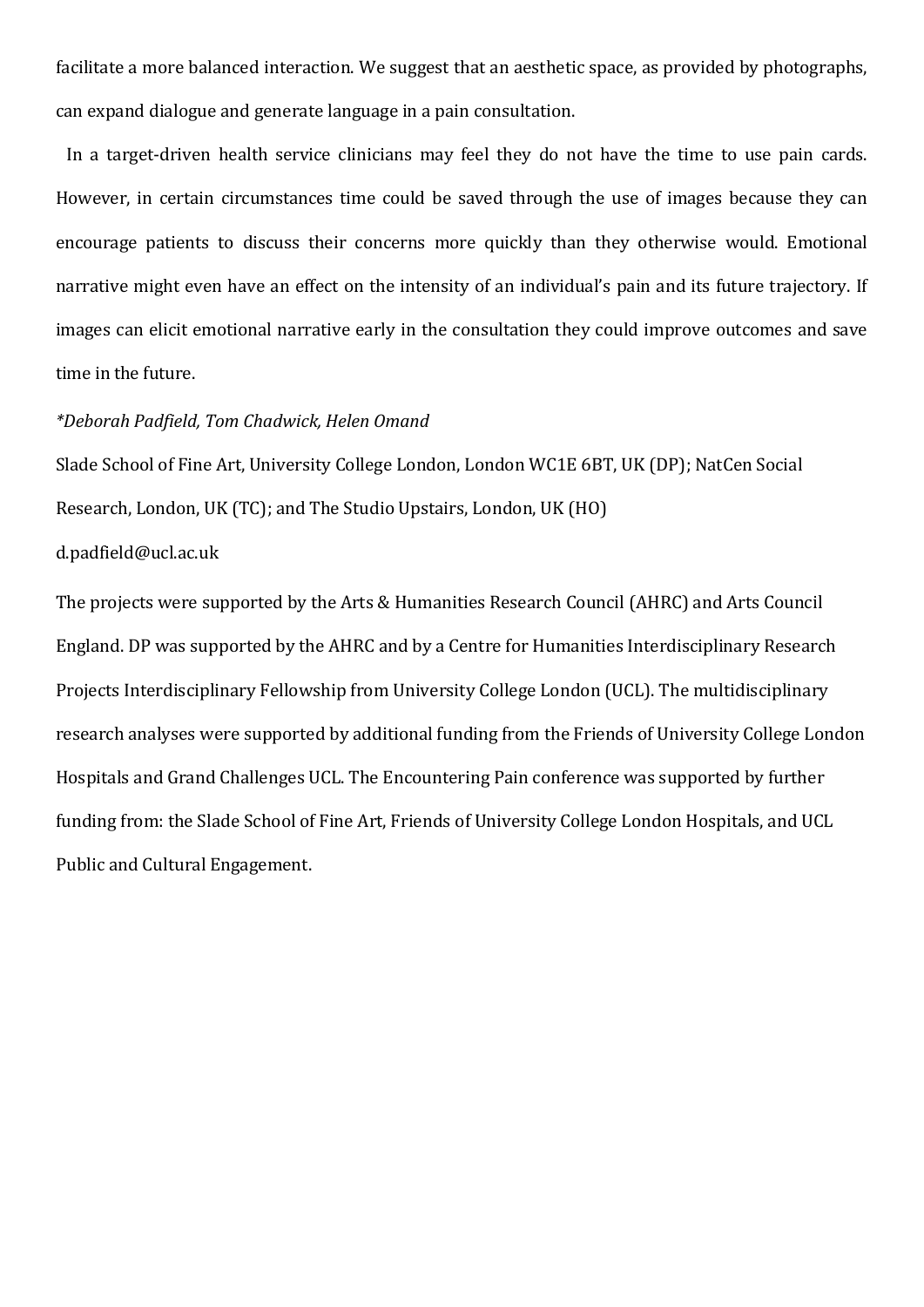facilitate a more balanced interaction. We suggest that an aesthetic space, as provided by photographs, can expand dialogue and generate language in a pain consultation.

In a target-driven health service clinicians may feel they do not have the time to use pain cards. However, in certain circumstances time could be saved through the use of images because they can encourage patients to discuss their concerns more quickly than they otherwise would. Emotional narrative might even have an effect on the intensity of an individual's pain and its future trajectory. If images can elicit emotional narrative early in the consultation they could improve outcomes and save time in the future.

*\*Deborah Padfield, Tom Chadwick, Helen Omand*

Slade School of Fine Art, University College London, London WC1E 6BT, UK (DP); NatCen Social Research, London, UK (TC); and The Studio Upstairs, London, UK (HO)

d.padfield@ucl.ac.uk

The projects were supported by the Arts & Humanities Research Council (AHRC) and Arts Council England. DP was supported by the AHRC and by a Centre for Humanities Interdisciplinary Research Projects Interdisciplinary Fellowship from University College London (UCL). The multidisciplinary research analyses were supported by additional funding from the Friends of University College London Hospitals and Grand Challenges UCL. The Encountering Pain conference was supported by further funding from: the Slade School of Fine Art, Friends of University College London Hospitals, and UCL Public and Cultural Engagement.